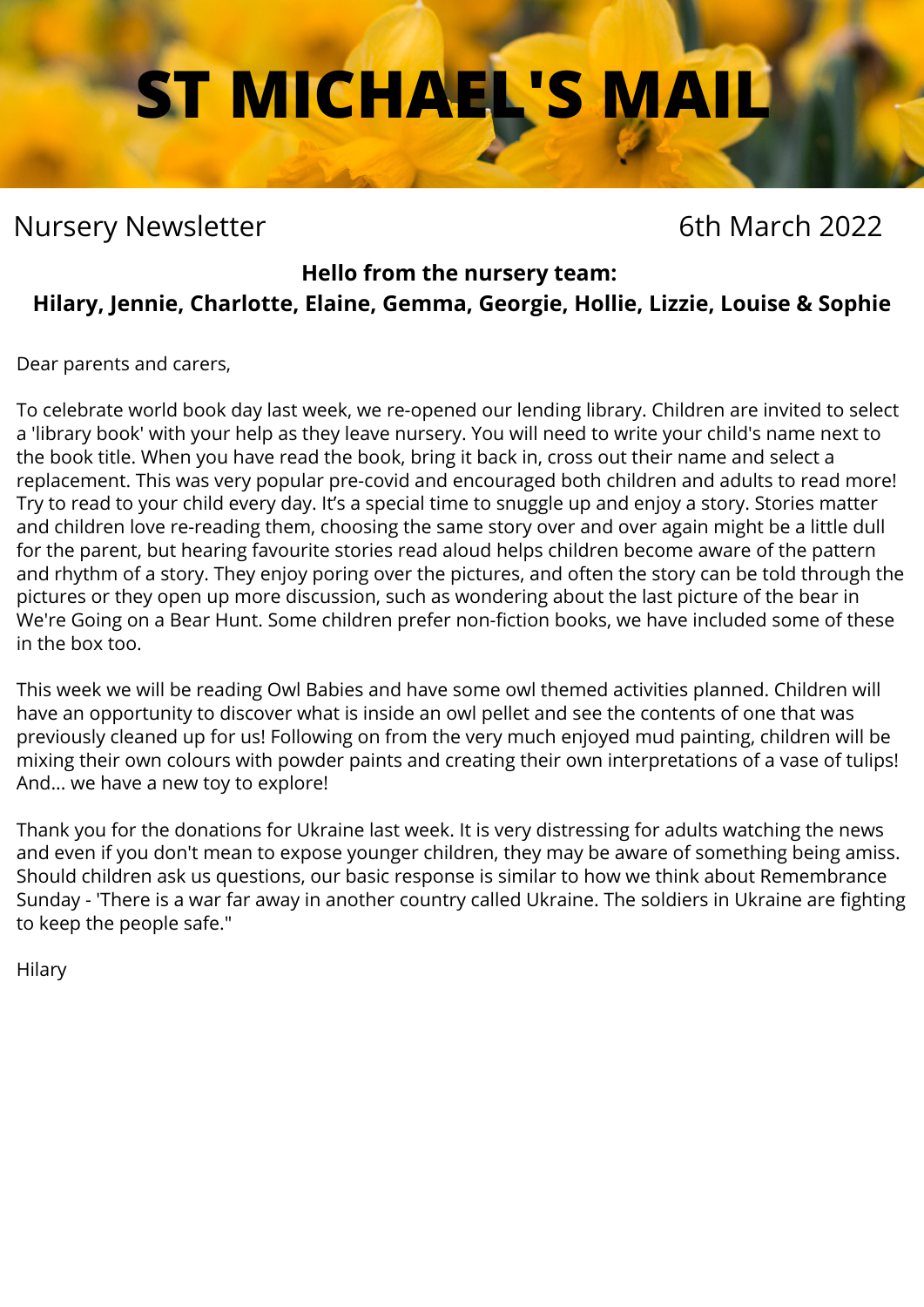# ST MICHAEL'S MAIL

Nursery Newsletter 6th March 2022

**Hello from the nursery team:**
**Hilary, Jennie, Charlotte, Elaine, Gemma, Georgie, Hollie, Lizzie, Louise & Sophie**

Dear parents and carers,

To celebrate world book day last week, we re-opened our lending library. Children are invited to select a 'library book' with your help as they leave nursery. You will need to write your child's name next to the book title. When you have read the book, bring it back in, cross out their name and select a replacement. This was very popular pre-covid and encouraged both children and adults to read more! Try to read to your child every day. It's a special time to snuggle up and enjoy a story. Stories matter and children love re-reading them, choosing the same story over and over again might be a little dull for the parent, but hearing favourite stories read aloud helps children become aware of the pattern and rhythm of a story. They enjoy poring over the pictures, and often the story can be told through the pictures or they open up more discussion, such as wondering about the last picture of the bear in We're Going on a Bear Hunt. Some children prefer non-fiction books, we have included some of these in the box too.

This week we will be reading Owl Babies and have some owl themed activities planned. Children will have an opportunity to discover what is inside an owl pellet and see the contents of one that was previously cleaned up for us! Following on from the very much enjoyed mud painting, children will be mixing their own colours with powder paints and creating their own interpretations of a vase of tulips! And... we have a new toy to explore!

Thank you for the donations for Ukraine last week. It is very distressing for adults watching the news and even if you don't mean to expose younger children, they may be aware of something being amiss. Should children ask us questions, our basic response is similar to how we think about Remembrance Sunday - 'There is a war far away in another country called Ukraine. The soldiers in Ukraine are fighting to keep the people safe."

Hilary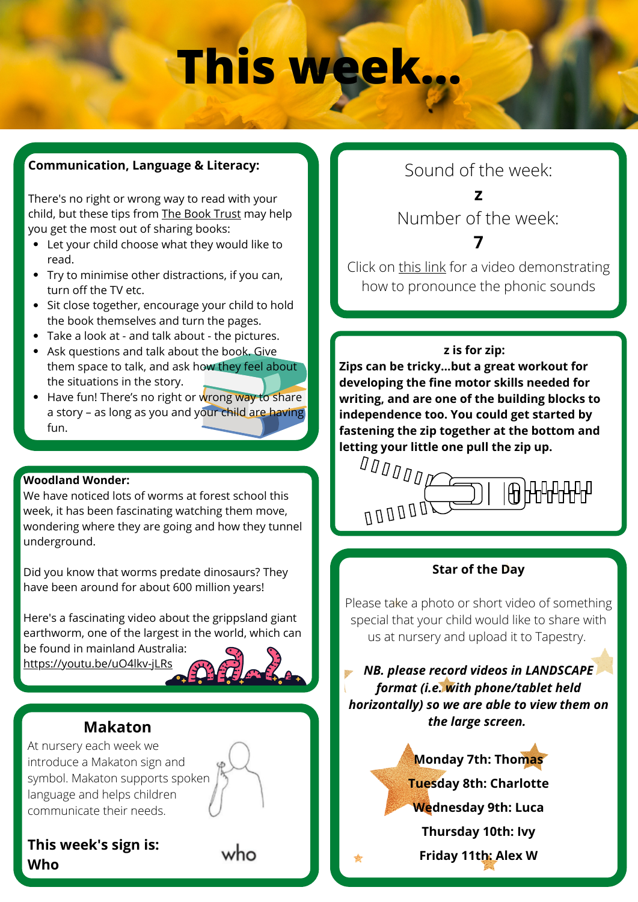# This week...

**Communication, Language & Literacy:**

There's no right or wrong way to read with your child, but these tips from The Book Trust may help you get the most out of sharing books:

- Let your child choose what they would like to read.
- Try to minimise other distractions, if you can, turn off the TV etc.
- Sit close together, encourage your child to hold the book themselves and turn the pages.
- Take a look at - and talk about - the pictures.
- Ask questions and talk about the book. Give them space to talk, and ask how they feel about the situations in the story.
- Have fun! There's no right or wrong way to share a story – as long as you and your child are having fun.

**Woodland Wonder:**

We have noticed lots of worms at forest school this week, it has been fascinating watching them move, wondering where they are going and how they tunnel underground.

Did you know that worms predate dinosaurs? They have been around for about 600 million years!

Here's a fascinating video about the grippsland giant earthworm, one of the largest in the world, which can be found in mainland Australia: https://youtu.be/uO4lkv-jLRs

## Makaton

At nursery each week we introduce a Makaton sign and symbol. Makaton supports spoken language and helps children communicate their needs.

**This week's sign is: Who**

who

Sound of the week:

**z**

Number of the week:

**7**

Click on this link for a video demonstrating how to pronounce the phonic sounds

**z is for zip:**

**Zips can be tricky...but a great workout for developing the fine motor skills needed for writing, and are one of the building blocks to independence too. You could get started by fastening the zip together at the bottom and letting your little one pull the zip up.**

**Star of the Day**

Please take a photo or short video of something special that your child would like to share with us at nursery and upload it to Tapestry.

***NB. please record videos in LANDSCAPE format (i.e. with phone/tablet held horizontally) so we are able to view them on the large screen.***

**Monday 7th: Thomas**

**Tuesday 8th: Charlotte**

**Wednesday 9th: Luca**

**Thursday 10th: Ivy**

**Friday 11th: Alex W**